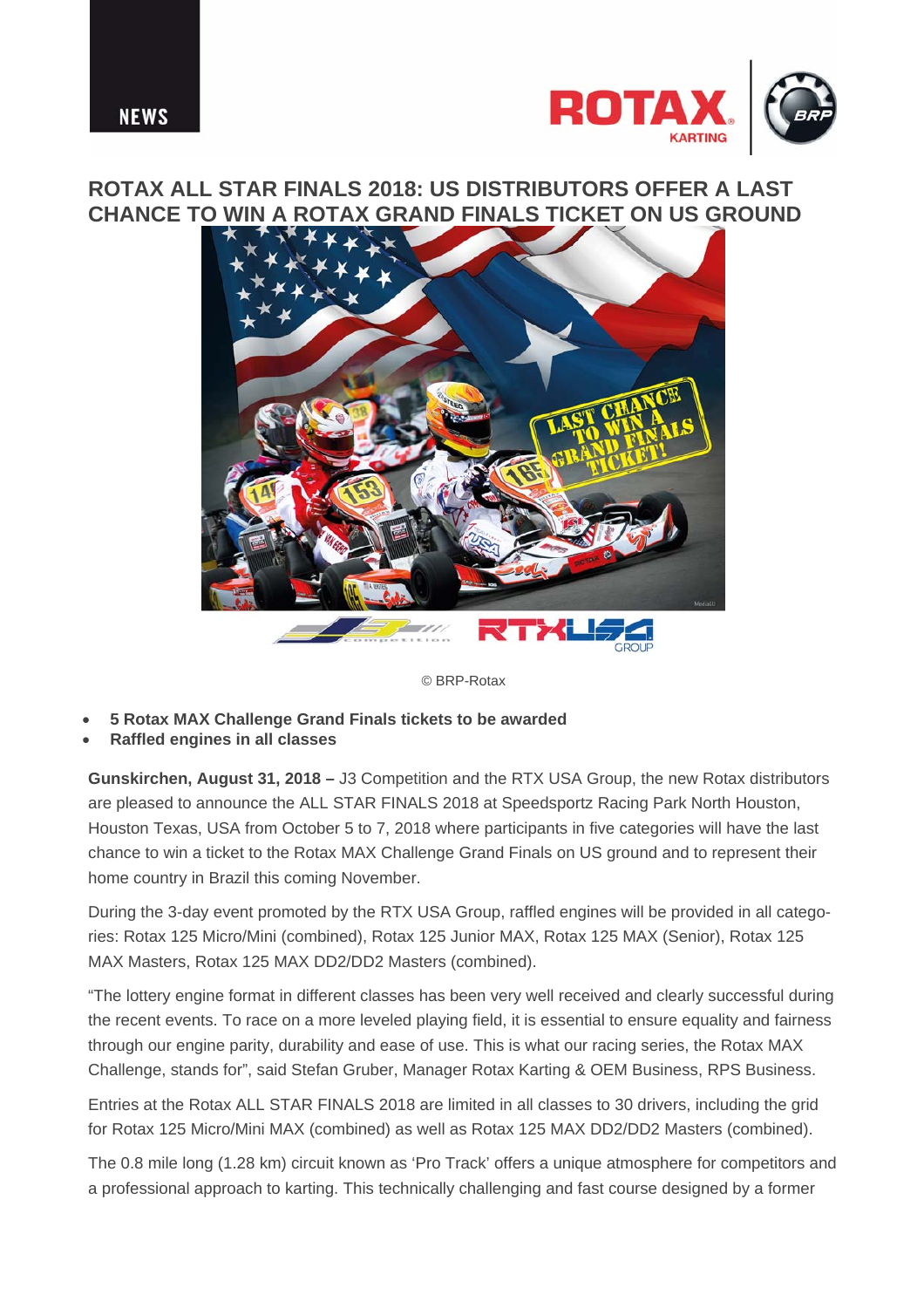NEWS

# ROTAX ALL STAR FINALS 2018: US DISTRIBUTORS OFFER A LAST CHANCE TO WIN A ROTAX GRAND FINALS TICKET ON US GROUND

© BRP-Rotax

- **5 Rotax MAX Challenge Grand Finals tickets to be awarded**
- **Raffled engines in all classes**

**Gunskirchen, August 31, 2018 –** J3 Competition and the RTX USA Group, the new Rotax distributors are pleased to announce the ALL STAR FINALS 2018 at Speedsportz Racing Park North Houston, Houston Texas, USA from October 5 to 7, 2018 where participants in five categories will have the last chance to win a ticket to the Rotax MAX Challenge Grand Finals on US ground and to represent their home country in Brazil this coming November.

During the 3-day event promoted by the RTX USA Group, raffled engines will be provided in all categories: Rotax 125 Micro/Mini (combined), Rotax 125 Junior MAX, Rotax 125 MAX (Senior), Rotax 125 MAX Masters, Rotax 125 MAX DD2/DD2 Masters (combined).

“The lottery engine format in different classes has been very well received and clearly successful during the recent events. To race on a more leveled playing field, it is essential to ensure equality and fairness through our engine parity, durability and ease of use. This is what our racing series, the Rotax MAX Challenge, stands for”, said Stefan Gruber, Manager Rotax Karting & OEM Business, RPS Business.

Entries at the Rotax ALL STAR FINALS 2018 are limited in all classes to 30 drivers, including the grid for Rotax 125 Micro/Mini MAX (combined) as well as Rotax 125 MAX DD2/DD2 Masters (combined).

The 0.8 mile long (1.28 km) circuit known as ‘Pro Track’ offers a unique atmosphere for competitors and a professional approach to karting. This technically challenging and fast course designed by a former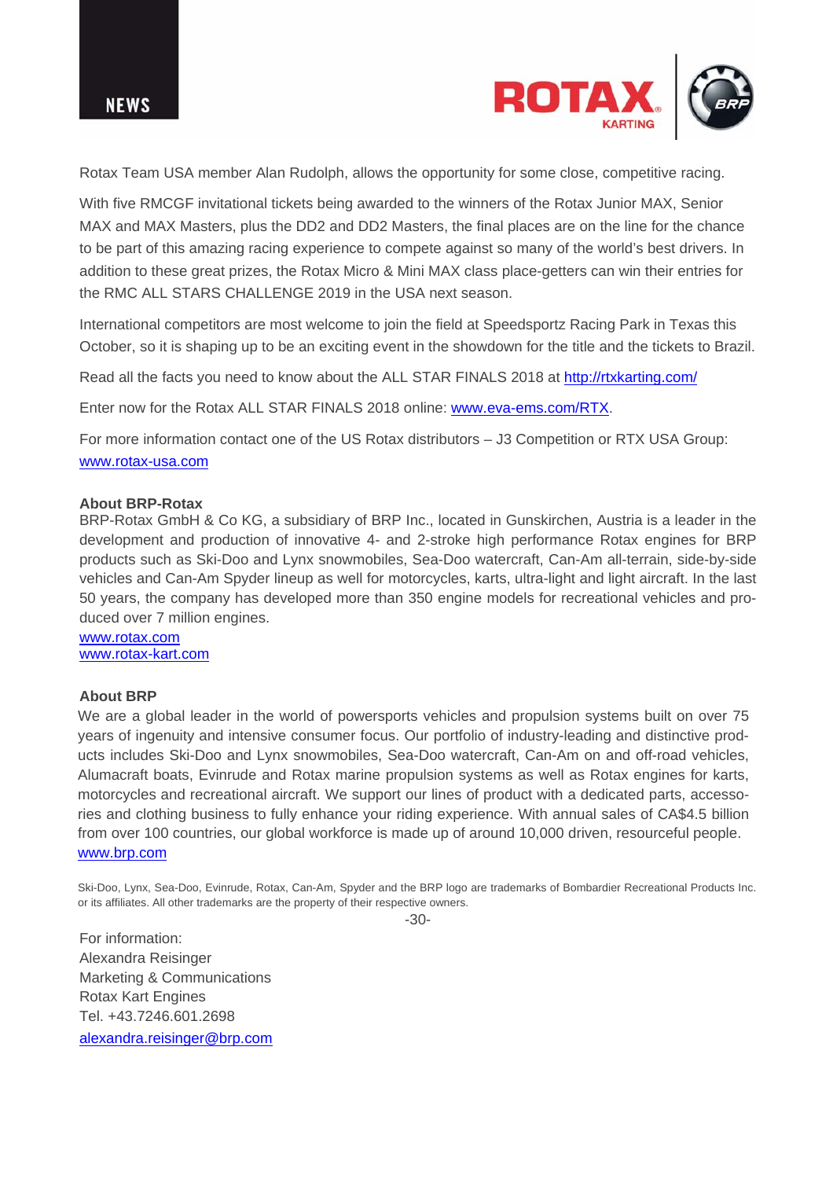Rotax Team USA member Alan Rudolph, allows the opportunity for some close, competitive racing.

With five RMCGF invitational tickets being awarded to the winners of the Rotax Junior MAX, Senior MAX and MAX Masters, plus the DD2 and DD2 Masters, the final places are on the line for the chance to be part of this amazing racing experience to compete against so many of the world's best drivers. In addition to these great prizes, the Rotax Micro & Mini MAX class place-getters can win their entries for the RMC ALL STARS CHALLENGE 2019 in the USA next season.

International competitors are most welcome to join the field at Speedsportz Racing Park in Texas this October, so it is shaping up to be an exciting event in the showdown for the title and the tickets to Brazil.

Read all the facts you need to know about the ALL STAR FINALS 2018 at http://rtxkarting.com/

Enter now for the Rotax ALL STAR FINALS 2018 online: www.eva-ems.com/RTX.

For more information contact one of the US Rotax distributors – J3 Competition or RTX USA Group: www.rotax-usa.com

**About BRP-Rotax**

BRP-Rotax GmbH & Co KG, a subsidiary of BRP Inc., located in Gunskirchen, Austria is a leader in the development and production of innovative 4- and 2-stroke high performance Rotax engines for BRP products such as Ski-Doo and Lynx snowmobiles, Sea-Doo watercraft, Can-Am all-terrain, side-by-side vehicles and Can-Am Spyder lineup as well for motorcycles, karts, ultra-light and light aircraft. In the last 50 years, the company has developed more than 350 engine models for recreational vehicles and produced over 7 million engines.

www.rotax.com
www.rotax-kart.com

**About BRP**

We are a global leader in the world of powersports vehicles and propulsion systems built on over 75 years of ingenuity and intensive consumer focus. Our portfolio of industry-leading and distinctive products includes Ski-Doo and Lynx snowmobiles, Sea-Doo watercraft, Can-Am on and off-road vehicles, Alumacraft boats, Evinrude and Rotax marine propulsion systems as well as Rotax engines for karts, motorcycles and recreational aircraft. We support our lines of product with a dedicated parts, accessories and clothing business to fully enhance your riding experience. With annual sales of CA$4.5 billion from over 100 countries, our global workforce is made up of around 10,000 driven, resourceful people.
www.brp.com

Ski-Doo, Lynx, Sea-Doo, Evinrude, Rotax, Can-Am, Spyder and the BRP logo are trademarks of Bombardier Recreational Products Inc. or its affiliates. All other trademarks are the property of their respective owners.

-30-

For information:
Alexandra Reisinger
Marketing & Communications
Rotax Kart Engines
Tel. +43.7246.601.2698
alexandra.reisinger@brp.com